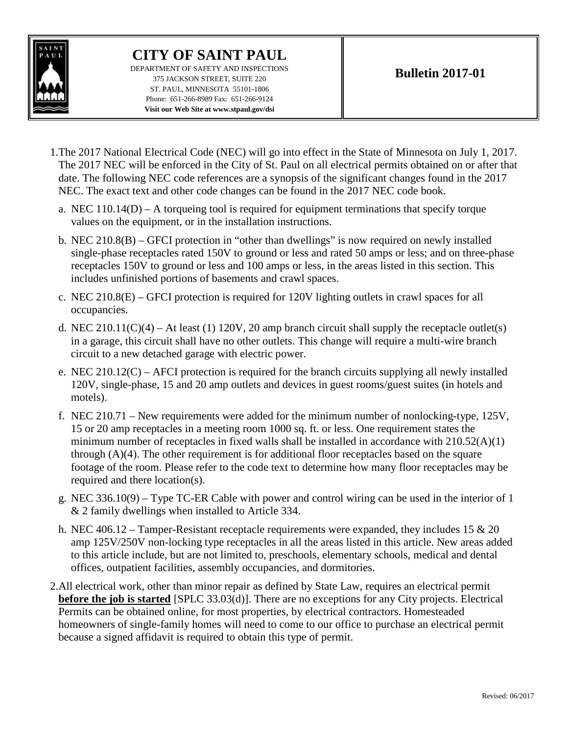# CITY OF SAINT PAUL

DEPARTMENT OF SAFETY AND INSPECTIONS
375 JACKSON STREET, SUITE 220
ST. PAUL, MINNESOTA 55101-1806
Phone: 651-266-8989 Fax: 651-266-9124
**Visit our Web Site at www.stpaul.gov/dsi**

## Bulletin 2017-01

1. The 2017 National Electrical Code (NEC) will go into effect in the State of Minnesota on July 1, 2017. The 2017 NEC will be enforced in the City of St. Paul on all electrical permits obtained on or after that date. The following NEC code references are a synopsis of the significant changes found in the 2017 NEC. The exact text and other code changes can be found in the 2017 NEC code book.

   a. NEC 110.14(D) – A torqueing tool is required for equipment terminations that specify torque values on the equipment, or in the installation instructions.

   b. NEC 210.8(B) – GFCI protection in "other than dwellings" is now required on newly installed single-phase receptacles rated 150V to ground or less and rated 50 amps or less; and on three-phase receptacles 150V to ground or less and 100 amps or less, in the areas listed in this section. This includes unfinished portions of basements and crawl spaces.

   c. NEC 210.8(E) – GFCI protection is required for 120V lighting outlets in crawl spaces for all occupancies.

   d. NEC 210.11(C)(4) – At least (1) 120V, 20 amp branch circuit shall supply the receptacle outlet(s) in a garage, this circuit shall have no other outlets. This change will require a multi-wire branch circuit to a new detached garage with electric power.

   e. NEC 210.12(C) – AFCI protection is required for the branch circuits supplying all newly installed 120V, single-phase, 15 and 20 amp outlets and devices in guest rooms/guest suites (in hotels and motels).

   f. NEC 210.71 – New requirements were added for the minimum number of nonlocking-type, 125V, 15 or 20 amp receptacles in a meeting room 1000 sq. ft. or less. One requirement states the minimum number of receptacles in fixed walls shall be installed in accordance with 210.52(A)(1) through (A)(4). The other requirement is for additional floor receptacles based on the square footage of the room. Please refer to the code text to determine how many floor receptacles may be required and there location(s).

   g. NEC 336.10(9) – Type TC-ER Cable with power and control wiring can be used in the interior of 1 & 2 family dwellings when installed to Article 334.

   h. NEC 406.12 – Tamper-Resistant receptacle requirements were expanded, they includes 15 & 20 amp 125V/250V non-locking type receptacles in all the areas listed in this article. New areas added to this article include, but are not limited to, preschools, elementary schools, medical and dental offices, outpatient facilities, assembly occupancies, and dormitories.

2. All electrical work, other than minor repair as defined by State Law, requires an electrical permit **before the job is started** [SPLC 33.03(d)]. There are no exceptions for any City projects. Electrical Permits can be obtained online, for most properties, by electrical contractors. Homesteaded homeowners of single-family homes will need to come to our office to purchase an electrical permit because a signed affidavit is required to obtain this type of permit.

Revised: 06/2017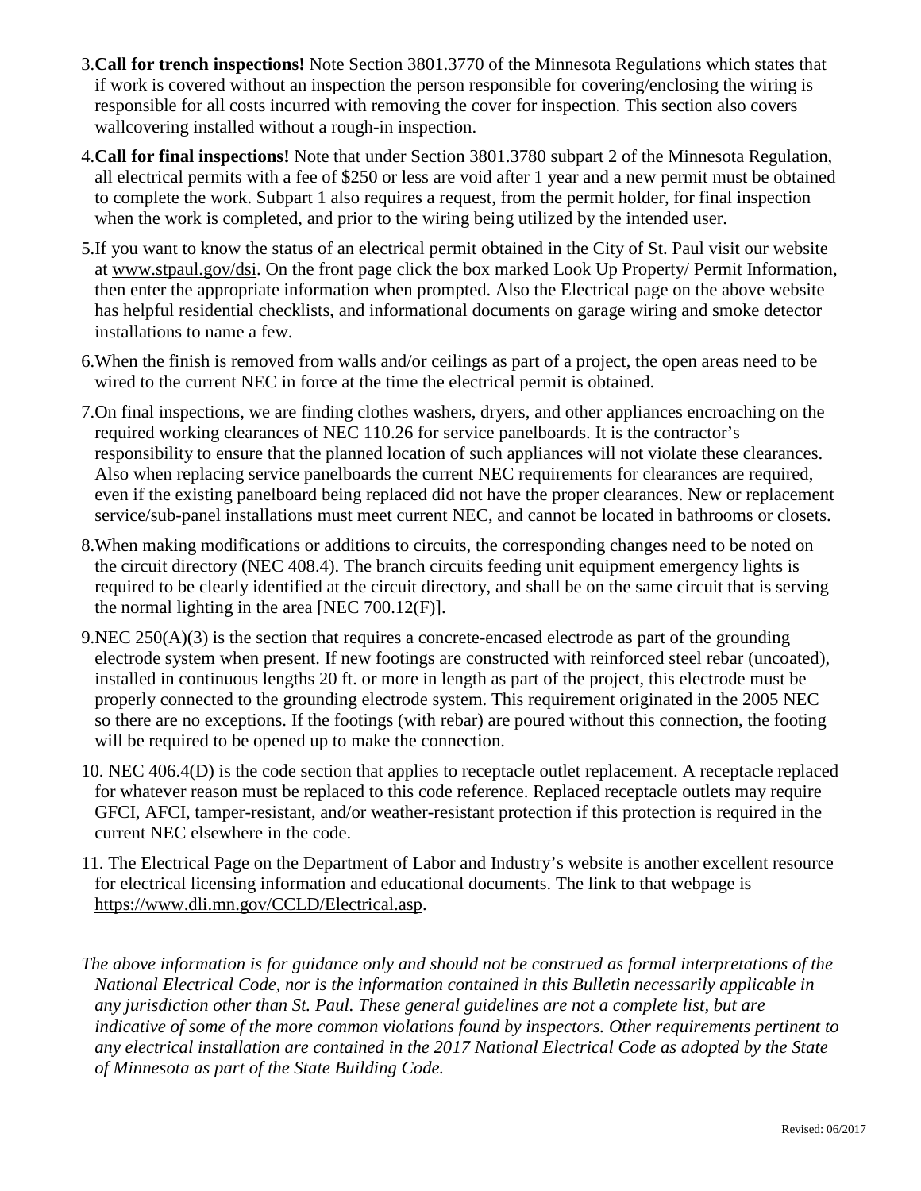3. **Call for trench inspections!** Note Section 3801.3770 of the Minnesota Regulations which states that if work is covered without an inspection the person responsible for covering/enclosing the wiring is responsible for all costs incurred with removing the cover for inspection. This section also covers wallcovering installed without a rough-in inspection.

4. **Call for final inspections!** Note that under Section 3801.3780 subpart 2 of the Minnesota Regulation, all electrical permits with a fee of $250 or less are void after 1 year and a new permit must be obtained to complete the work. Subpart 1 also requires a request, from the permit holder, for final inspection when the work is completed, and prior to the wiring being utilized by the intended user.

5. If you want to know the status of an electrical permit obtained in the City of St. Paul visit our website at www.stpaul.gov/dsi. On the front page click the box marked Look Up Property/ Permit Information, then enter the appropriate information when prompted. Also the Electrical page on the above website has helpful residential checklists, and informational documents on garage wiring and smoke detector installations to name a few.

6. When the finish is removed from walls and/or ceilings as part of a project, the open areas need to be wired to the current NEC in force at the time the electrical permit is obtained.

7. On final inspections, we are finding clothes washers, dryers, and other appliances encroaching on the required working clearances of NEC 110.26 for service panelboards. It is the contractor's responsibility to ensure that the planned location of such appliances will not violate these clearances. Also when replacing service panelboards the current NEC requirements for clearances are required, even if the existing panelboard being replaced did not have the proper clearances. New or replacement service/sub-panel installations must meet current NEC, and cannot be located in bathrooms or closets.

8. When making modifications or additions to circuits, the corresponding changes need to be noted on the circuit directory (NEC 408.4). The branch circuits feeding unit equipment emergency lights is required to be clearly identified at the circuit directory, and shall be on the same circuit that is serving the normal lighting in the area [NEC 700.12(F)].

9. NEC 250(A)(3) is the section that requires a concrete-encased electrode as part of the grounding electrode system when present. If new footings are constructed with reinforced steel rebar (uncoated), installed in continuous lengths 20 ft. or more in length as part of the project, this electrode must be properly connected to the grounding electrode system. This requirement originated in the 2005 NEC so there are no exceptions. If the footings (with rebar) are poured without this connection, the footing will be required to be opened up to make the connection.

10. NEC 406.4(D) is the code section that applies to receptacle outlet replacement. A receptacle replaced for whatever reason must be replaced to this code reference. Replaced receptacle outlets may require GFCI, AFCI, tamper-resistant, and/or weather-resistant protection if this protection is required in the current NEC elsewhere in the code.

11. The Electrical Page on the Department of Labor and Industry's website is another excellent resource for electrical licensing information and educational documents. The link to that webpage is https://www.dli.mn.gov/CCLD/Electrical.asp.

*The above information is for guidance only and should not be construed as formal interpretations of the National Electrical Code, nor is the information contained in this Bulletin necessarily applicable in any jurisdiction other than St. Paul. These general guidelines are not a complete list, but are indicative of some of the more common violations found by inspectors. Other requirements pertinent to any electrical installation are contained in the 2017 National Electrical Code as adopted by the State of Minnesota as part of the State Building Code.*

Revised: 06/2017